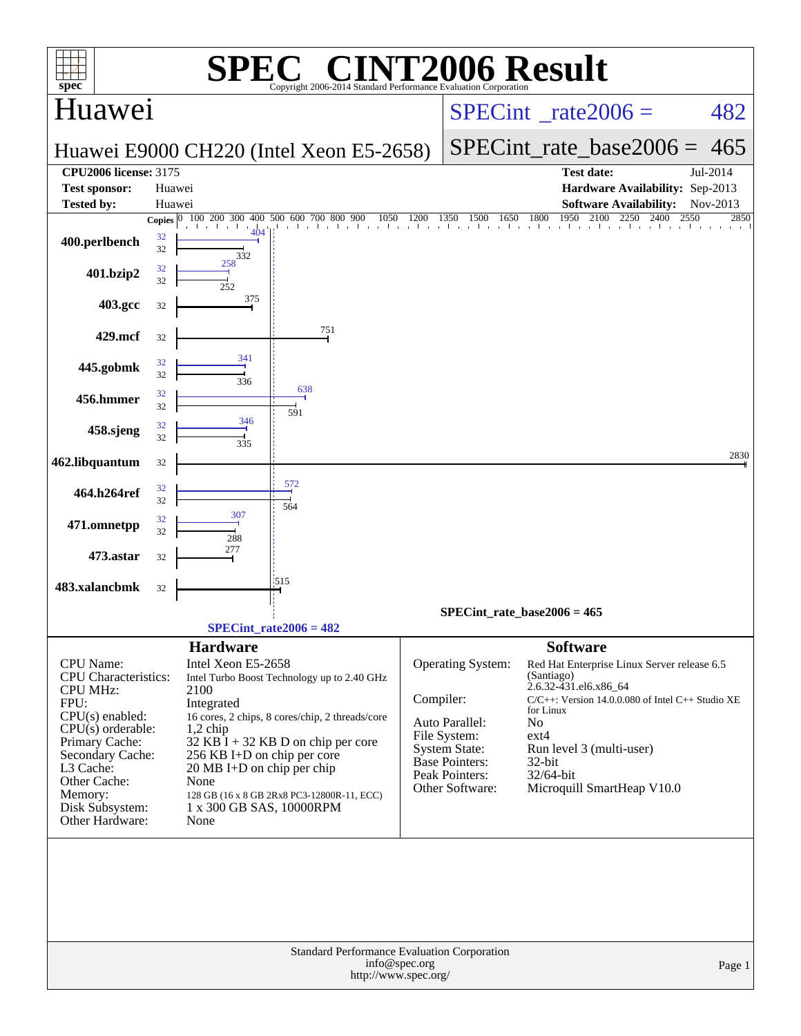# SPEC CINT2006 Result

Copyright 2006-2014 Standard Performance Evaluation Corporation

## Huawei

**Huawei E9000 CH220 (Intel Xeon E5-2658)**

SPECint_rate2006 = 482

SPECint_rate_base2006 = 465

| | | | |
|---|---|---|---|
| **CPU2006 license:** 3175 | | **Test date:** | Jul-2014 |
| **Test sponsor:** | Huawei | **Hardware Availability:** | Sep-2013 |
| **Tested by:** | Huawei | **Software Availability:** | Nov-2013 |

| Benchmark | Copies (peak) | Peak | Copies (base) | Base |
|---|---|---|---|---|
| 400.perlbench | 32 | 404 | 32 | 332 |
| 401.bzip2 | 32 | 258 | 32 | 252 |
| 403.gcc | | | 32 | 375 |
| 429.mcf | | | 32 | 751 |
| 445.gobmk | 32 | 341 | 32 | 336 |
| 456.hmmer | 32 | 638 | 32 | 591 |
| 458.sjeng | 32 | 346 | 32 | 335 |
| 462.libquantum | | | 32 | 2830 |
| 464.h264ref | 32 | 572 | 32 | 564 |
| 471.omnetpp | 32 | 307 | 32 | 288 |
| 473.astar | | | 32 | 277 |
| 483.xalancbmk | | | 32 | 515 |

SPECint_rate_base2006 = 465

SPECint_rate2006 = 482

## Hardware

| | |
|---|---|
| CPU Name: | Intel Xeon E5-2658 |
| CPU Characteristics: | Intel Turbo Boost Technology up to 2.40 GHz |
| CPU MHz: | 2100 |
| FPU: | Integrated |
| CPU(s) enabled: | 16 cores, 2 chips, 8 cores/chip, 2 threads/core |
| CPU(s) orderable: | 1,2 chip |
| Primary Cache: | 32 KB I + 32 KB D on chip per core |
| Secondary Cache: | 256 KB I+D on chip per core |
| L3 Cache: | 20 MB I+D on chip per chip |
| Other Cache: | None |
| Memory: | 128 GB (16 x 8 GB 2Rx8 PC3-12800R-11, ECC) |
| Disk Subsystem: | 1 x 300 GB SAS, 10000RPM |
| Other Hardware: | None |

## Software

| | |
|---|---|
| Operating System: | Red Hat Enterprise Linux Server release 6.5 (Santiago) 2.6.32-431.el6.x86_64 |
| Compiler: | C/C++: Version 14.0.0.080 of Intel C++ Studio XE for Linux |
| Auto Parallel: | No |
| File System: | ext4 |
| System State: | Run level 3 (multi-user) |
| Base Pointers: | 32-bit |
| Peak Pointers: | 32/64-bit |
| Other Software: | Microquill SmartHeap V10.0 |

Standard Performance Evaluation Corporation
info@spec.org
http://www.spec.org/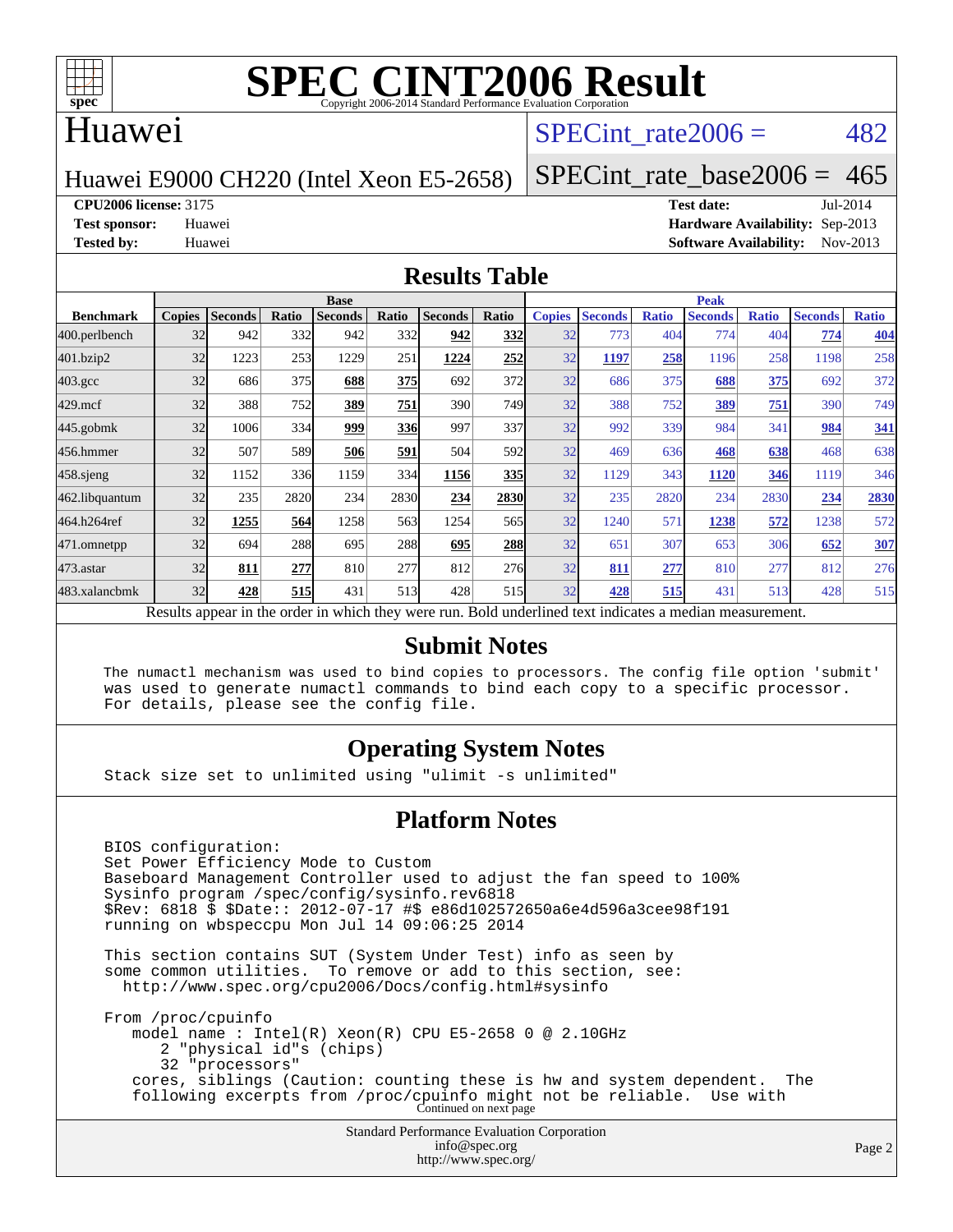# SPEC CINT2006 Result

Copyright 2006-2014 Standard Performance Evaluation Corporation

## Huawei

Huawei E9000 CH220 (Intel Xeon E5-2658)

SPECint_rate2006 = 482

SPECint_rate_base2006 = 465

**CPU2006 license:** 3175
**Test sponsor:** Huawei
**Tested by:** Huawei

**Test date:** Jul-2014
**Hardware Availability:** Sep-2013
**Software Availability:** Nov-2013

## Results Table

| Benchmark | Base | | | | | | | Peak | | | | | | |
|---|---|---|---|---|---|---|---|---|---|---|---|---|---|---|
| | Copies | Seconds | Ratio | Seconds | Ratio | Seconds | Ratio | Copies | Seconds | Ratio | Seconds | Ratio | Seconds | Ratio |
| 400.perlbench | 32 | 942 | 332 | 942 | 332 | **942** | **332** | 32 | 773 | 404 | 774 | 404 | **774** | **404** |
| 401.bzip2 | 32 | 1223 | 253 | 1229 | 251 | **1224** | **252** | 32 | **1197** | **258** | 1196 | 258 | 1198 | 258 |
| 403.gcc | 32 | 686 | 375 | **688** | **375** | 692 | 372 | 32 | 686 | 375 | **688** | **375** | 692 | 372 |
| 429.mcf | 32 | 388 | 752 | **389** | **751** | 390 | 749 | 32 | 388 | 752 | **389** | **751** | 390 | 749 |
| 445.gobmk | 32 | 1006 | 334 | **999** | **336** | 997 | 337 | 32 | 992 | 339 | 984 | 341 | **984** | **341** |
| 456.hmmer | 32 | 507 | 589 | **506** | **591** | 504 | 592 | 32 | 469 | 636 | **468** | **638** | 468 | 638 |
| 458.sjeng | 32 | 1152 | 336 | 1159 | 334 | **1156** | **335** | 32 | 1129 | 343 | **1120** | **346** | 1119 | 346 |
| 462.libquantum | 32 | 235 | 2820 | 234 | 2830 | **234** | **2830** | 32 | 235 | 2820 | 234 | 2830 | **234** | **2830** |
| 464.h264ref | 32 | **1255** | **564** | 1258 | 563 | 1254 | 565 | 32 | 1240 | 571 | **1238** | **572** | 1238 | 572 |
| 471.omnetpp | 32 | 694 | 288 | 695 | 288 | **695** | **288** | 32 | 651 | 307 | 653 | 306 | **652** | **307** |
| 473.astar | 32 | **811** | **277** | 810 | 277 | 812 | 276 | 32 | **811** | **277** | 810 | 277 | 812 | 276 |
| 483.xalancbmk | 32 | **428** | **515** | 431 | 513 | 428 | 515 | 32 | **428** | **515** | 431 | 513 | 428 | 515 |

Results appear in the order in which they were run. Bold underlined text indicates a median measurement.

## Submit Notes

```
The numactl mechanism was used to bind copies to processors. The config file option 'submit'
was used to generate numactl commands to bind each copy to a specific processor.
For details, please see the config file.
```

## Operating System Notes

```
Stack size set to unlimited using "ulimit -s unlimited"
```

## Platform Notes

```
BIOS configuration:
Set Power Efficiency Mode to Custom
Baseboard Management Controller used to adjust the fan speed to 100%
Sysinfo program /spec/config/sysinfo.rev6818
$Rev: 6818 $ $Date:: 2012-07-17 #$ e86d102572650a6e4d596a3cee98f191
running on wbspeccpu Mon Jul 14 09:06:25 2014

This section contains SUT (System Under Test) info as seen by
some common utilities.  To remove or add to this section, see:
  http://www.spec.org/cpu2006/Docs/config.html#sysinfo

From /proc/cpuinfo
   model name : Intel(R) Xeon(R) CPU E5-2658 0 @ 2.10GHz
      2 "physical id"s (chips)
      32 "processors"
   cores, siblings (Caution: counting these is hw and system dependent.  The
   following excerpts from /proc/cpuinfo might not be reliable.  Use with
```

Continued on next page

Standard Performance Evaluation Corporation
info@spec.org
http://www.spec.org/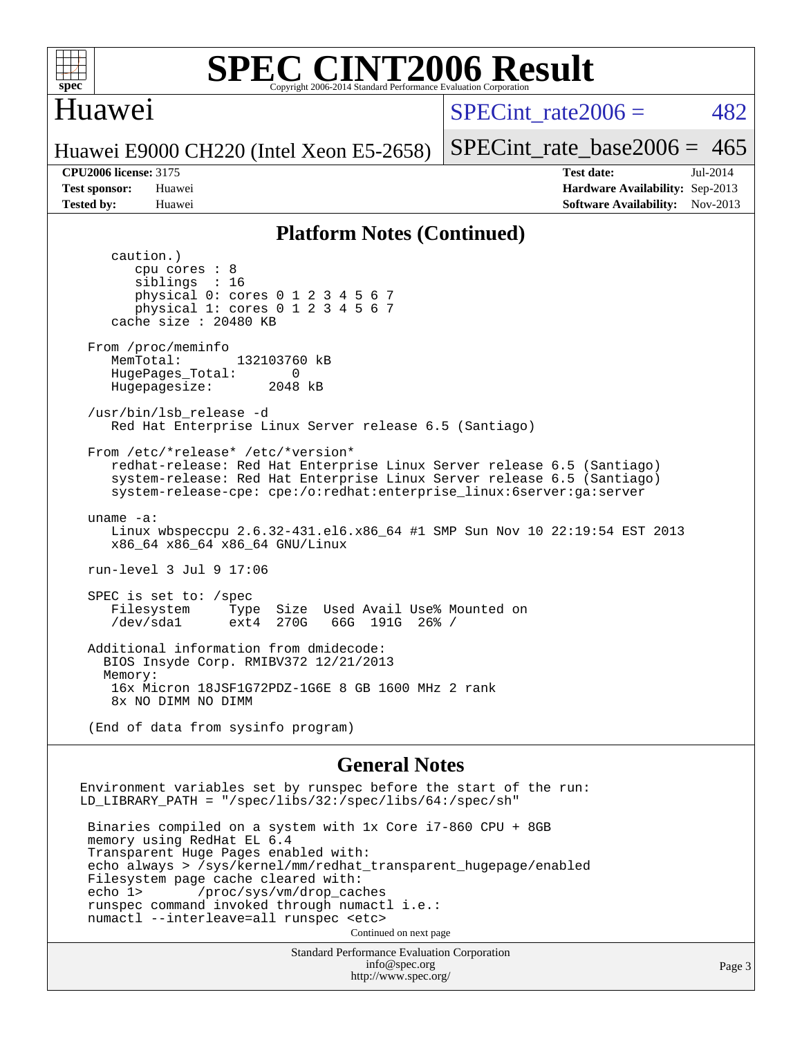## Platform Notes (Continued)

```
      caution.)
         cpu cores : 8
         siblings  : 16
         physical 0: cores 0 1 2 3 4 5 6 7
         physical 1: cores 0 1 2 3 4 5 6 7
      cache size : 20480 KB

   From /proc/meminfo
      MemTotal:       132103760 kB
      HugePages_Total:       0
      Hugepagesize:       2048 kB

   /usr/bin/lsb_release -d
      Red Hat Enterprise Linux Server release 6.5 (Santiago)

   From /etc/*release* /etc/*version*
      redhat-release: Red Hat Enterprise Linux Server release 6.5 (Santiago)
      system-release: Red Hat Enterprise Linux Server release 6.5 (Santiago)
      system-release-cpe: cpe:/o:redhat:enterprise_linux:6server:ga:server

   uname -a:
      Linux wbspeccpu 2.6.32-431.el6.x86_64 #1 SMP Sun Nov 10 22:19:54 EST 2013
      x86_64 x86_64 x86_64 GNU/Linux

   run-level 3 Jul 9 17:06

   SPEC is set to: /spec
      Filesystem     Type  Size  Used Avail Use% Mounted on
      /dev/sda1      ext4  270G   66G  191G  26% /

   Additional information from dmidecode:
     BIOS Insyde Corp. RMIBV372 12/21/2013
     Memory:
      16x Micron 18JSF1G72PDZ-1G6E 8 GB 1600 MHz 2 rank
      8x NO DIMM NO DIMM

   (End of data from sysinfo program)
```

## General Notes

```
Environment variables set by runspec before the start of the run:
LD_LIBRARY_PATH = "/spec/libs/32:/spec/libs/64:/spec/sh"

 Binaries compiled on a system with 1x Core i7-860 CPU + 8GB
 memory using RedHat EL 6.4
 Transparent Huge Pages enabled with:
 echo always > /sys/kernel/mm/redhat_transparent_hugepage/enabled
 Filesystem page cache cleared with:
 echo 1>       /proc/sys/vm/drop_caches
 runspec command invoked through numactl i.e.:
 numactl --interleave=all runspec <etc>
```

Continued on next page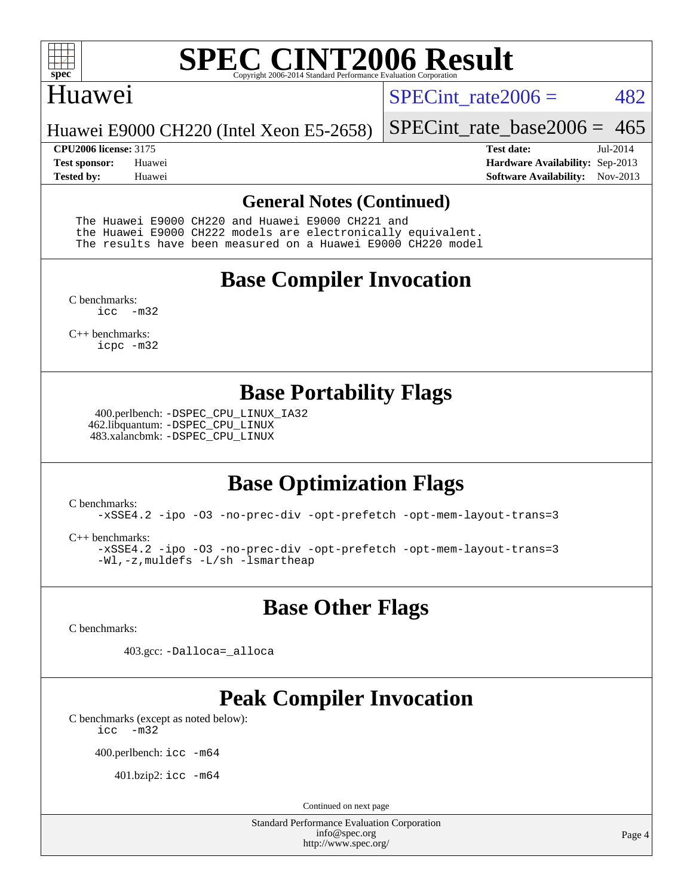# SPEC CINT2006 Result

## Huawei

Huawei E9000 CH220 (Intel Xeon E5-2658)

SPECint_rate2006 = 482

SPECint_rate_base2006 = 465

**CPU2006 license:** 3175
**Test sponsor:** Huawei
**Tested by:** Huawei

**Test date:** Jul-2014
**Hardware Availability:** Sep-2013
**Software Availability:** Nov-2013

### General Notes (Continued)

```
The Huawei E9000 CH220 and Huawei E9000 CH221 and
the Huawei E9000 CH222 models are electronically equivalent.
The results have been measured on a Huawei E9000 CH220 model
```

## Base Compiler Invocation

C benchmarks:
```
icc  -m32
```

C++ benchmarks:
```
icpc -m32
```

## Base Portability Flags

400.perlbench: `-DSPEC_CPU_LINUX_IA32`
462.libquantum: `-DSPEC_CPU_LINUX`
483.xalancbmk: `-DSPEC_CPU_LINUX`

## Base Optimization Flags

C benchmarks:
```
-xSSE4.2 -ipo -O3 -no-prec-div -opt-prefetch -opt-mem-layout-trans=3
```

C++ benchmarks:
```
-xSSE4.2 -ipo -O3 -no-prec-div -opt-prefetch -opt-mem-layout-trans=3
-Wl,-z,muldefs -L/sh -lsmartheap
```

## Base Other Flags

C benchmarks:

403.gcc: `-Dalloca=_alloca`

## Peak Compiler Invocation

C benchmarks (except as noted below):
```
icc  -m32
```

400.perlbench: `icc -m64`

401.bzip2: `icc -m64`

Continued on next page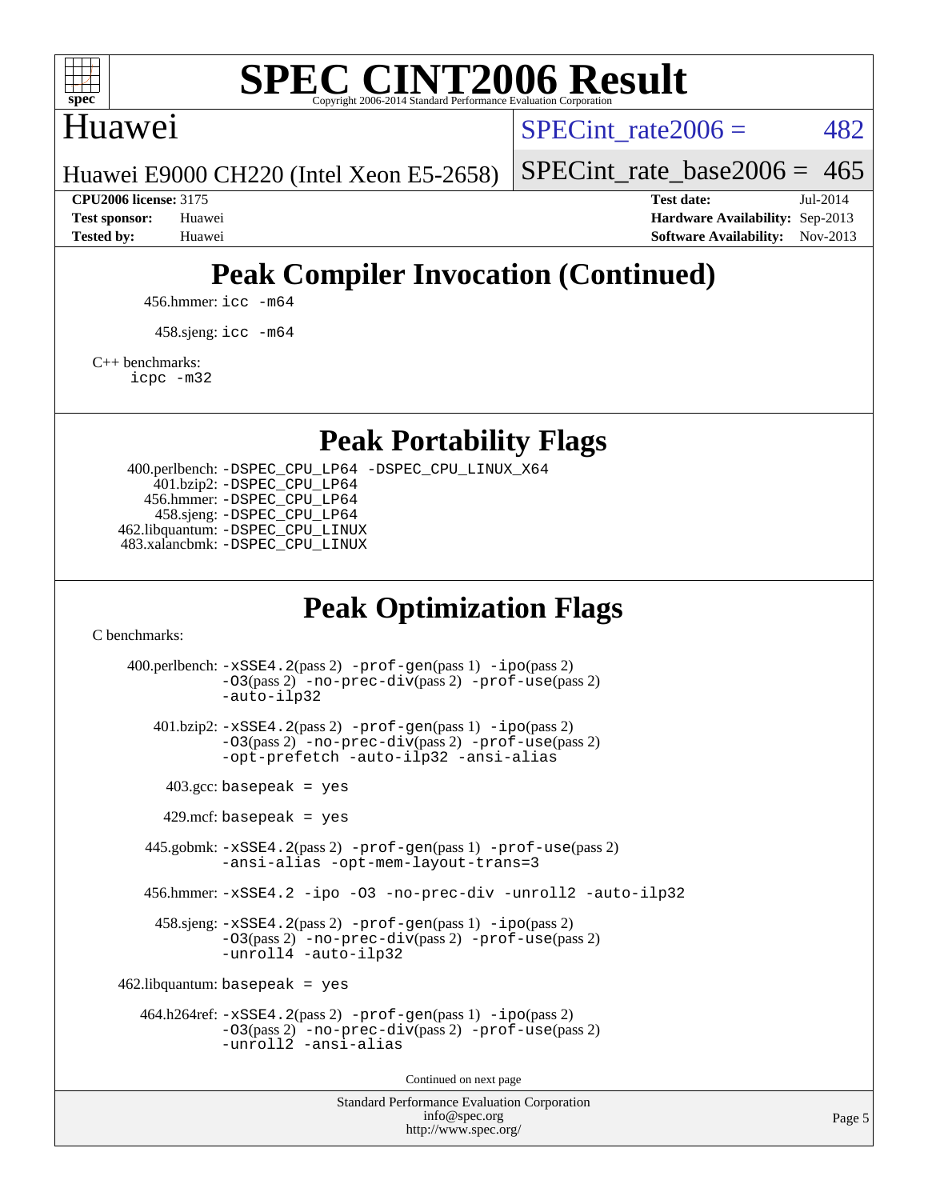## Peak Compiler Invocation (Continued)

456.hmmer: `icc -m64`

458.sjeng: `icc -m64`

C++ benchmarks:
`icpc -m32`

## Peak Portability Flags

400.perlbench: `-DSPEC_CPU_LP64 -DSPEC_CPU_LINUX_X64`
401.bzip2: `-DSPEC_CPU_LP64`
456.hmmer: `-DSPEC_CPU_LP64`
458.sjeng: `-DSPEC_CPU_LP64`
462.libquantum: `-DSPEC_CPU_LINUX`
483.xalancbmk: `-DSPEC_CPU_LINUX`

## Peak Optimization Flags

C benchmarks:

400.perlbench: `-xSSE4.2`(pass 2) `-prof-gen`(pass 1) `-ipo`(pass 2) `-O3`(pass 2) `-no-prec-div`(pass 2) `-prof-use`(pass 2) `-auto-ilp32`

401.bzip2: `-xSSE4.2`(pass 2) `-prof-gen`(pass 1) `-ipo`(pass 2) `-O3`(pass 2) `-no-prec-div`(pass 2) `-prof-use`(pass 2) `-opt-prefetch -auto-ilp32 -ansi-alias`

403.gcc: `basepeak = yes`

429.mcf: `basepeak = yes`

445.gobmk: `-xSSE4.2`(pass 2) `-prof-gen`(pass 1) `-prof-use`(pass 2) `-ansi-alias -opt-mem-layout-trans=3`

456.hmmer: `-xSSE4.2 -ipo -O3 -no-prec-div -unroll2 -auto-ilp32`

458.sjeng: `-xSSE4.2`(pass 2) `-prof-gen`(pass 1) `-ipo`(pass 2) `-O3`(pass 2) `-no-prec-div`(pass 2) `-prof-use`(pass 2) `-unroll4 -auto-ilp32`

462.libquantum: `basepeak = yes`

464.h264ref: `-xSSE4.2`(pass 2) `-prof-gen`(pass 1) `-ipo`(pass 2) `-O3`(pass 2) `-no-prec-div`(pass 2) `-prof-use`(pass 2) `-unroll2 -ansi-alias`

Continued on next page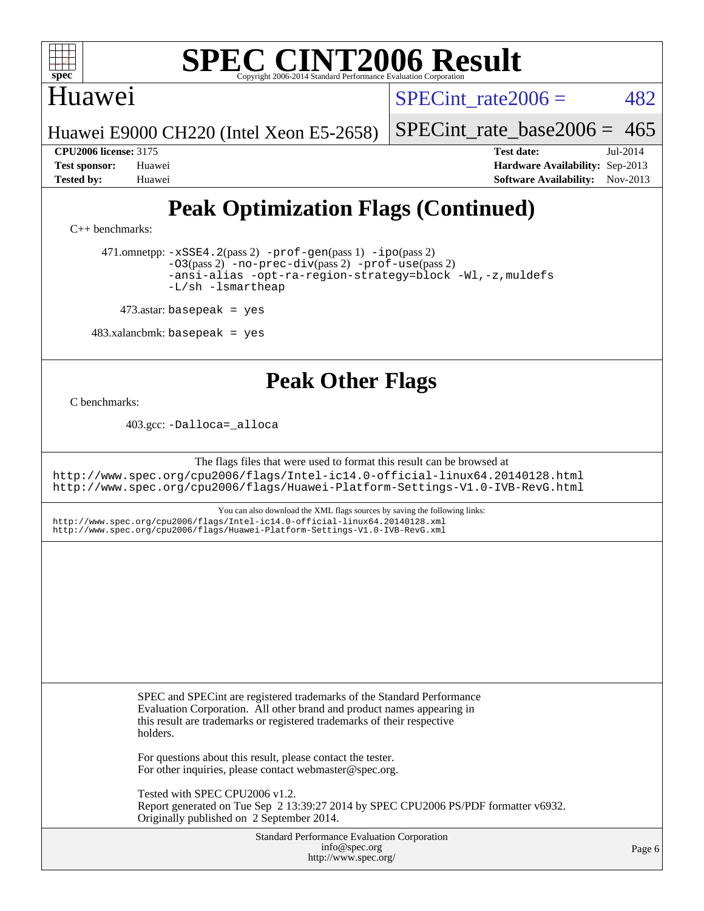# Peak Optimization Flags (Continued)

C++ benchmarks:

471.omnetpp: -xSSE4.2(pass 2) -prof-gen(pass 1) -ipo(pass 2) -O3(pass 2) -no-prec-div(pass 2) -prof-use(pass 2) -ansi-alias -opt-ra-region-strategy=block -Wl,-z,muldefs -L/sh -lsmartheap

473.astar: basepeak = yes

483.xalancbmk: basepeak = yes

# Peak Other Flags

C benchmarks:

403.gcc: -Dalloca=_alloca

The flags files that were used to format this result can be browsed at
http://www.spec.org/cpu2006/flags/Intel-ic14.0-official-linux64.20140128.html
http://www.spec.org/cpu2006/flags/Huawei-Platform-Settings-V1.0-IVB-RevG.html

You can also download the XML flags sources by saving the following links:
http://www.spec.org/cpu2006/flags/Intel-ic14.0-official-linux64.20140128.xml
http://www.spec.org/cpu2006/flags/Huawei-Platform-Settings-V1.0-IVB-RevG.xml

SPEC and SPECint are registered trademarks of the Standard Performance Evaluation Corporation. All other brand and product names appearing in this result are trademarks or registered trademarks of their respective holders.

For questions about this result, please contact the tester.
For other inquiries, please contact webmaster@spec.org.

Tested with SPEC CPU2006 v1.2.
Report generated on Tue Sep 2 13:39:27 2014 by SPEC CPU2006 PS/PDF formatter v6932.
Originally published on 2 September 2014.